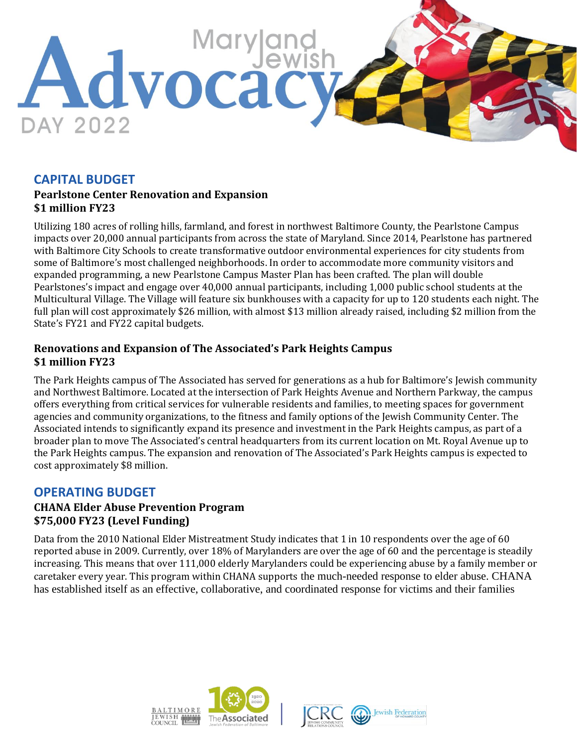# Maryland Jewish Advocacy DAY 2022

## CAPITAL BUDGET

### Pearlstone Center Renovation and Expansion
### $1 million FY23

Utilizing 180 acres of rolling hills, farmland, and forest in northwest Baltimore County, the Pearlstone Campus impacts over 20,000 annual participants from across the state of Maryland. Since 2014, Pearlstone has partnered with Baltimore City Schools to create transformative outdoor environmental experiences for city students from some of Baltimore's most challenged neighborhoods. In order to accommodate more community visitors and expanded programming, a new Pearlstone Campus Master Plan has been crafted. The plan will double Pearlstones's impact and engage over 40,000 annual participants, including 1,000 public school students at the Multicultural Village. The Village will feature six bunkhouses with a capacity for up to 120 students each night. The full plan will cost approximately $26 million, with almost $13 million already raised, including $2 million from the State's FY21 and FY22 capital budgets.

### Renovations and Expansion of The Associated's Park Heights Campus
### $1 million FY23

The Park Heights campus of The Associated has served for generations as a hub for Baltimore's Jewish community and Northwest Baltimore. Located at the intersection of Park Heights Avenue and Northern Parkway, the campus offers everything from critical services for vulnerable residents and families, to meeting spaces for government agencies and community organizations, to the fitness and family options of the Jewish Community Center. The Associated intends to significantly expand its presence and investment in the Park Heights campus, as part of a broader plan to move The Associated's central headquarters from its current location on Mt. Royal Avenue up to the Park Heights campus. The expansion and renovation of The Associated's Park Heights campus is expected to cost approximately $8 million.

## OPERATING BUDGET

### CHANA Elder Abuse Prevention Program
### $75,000 FY23 (Level Funding)

Data from the 2010 National Elder Mistreatment Study indicates that 1 in 10 respondents over the age of 60 reported abuse in 2009. Currently, over 18% of Marylanders are over the age of 60 and the percentage is steadily increasing. This means that over 111,000 elderly Marylanders could be experiencing abuse by a family member or caretaker every year. This program within CHANA supports the much-needed response to elder abuse. CHANA has established itself as an effective, collaborative, and coordinated response for victims and their families

Baltimore Jewish Council | The Associated Jewish Federation of Baltimore 100 1920–2020 | JCRC Jewish Community Relations Council | Jewish Federation of Howard County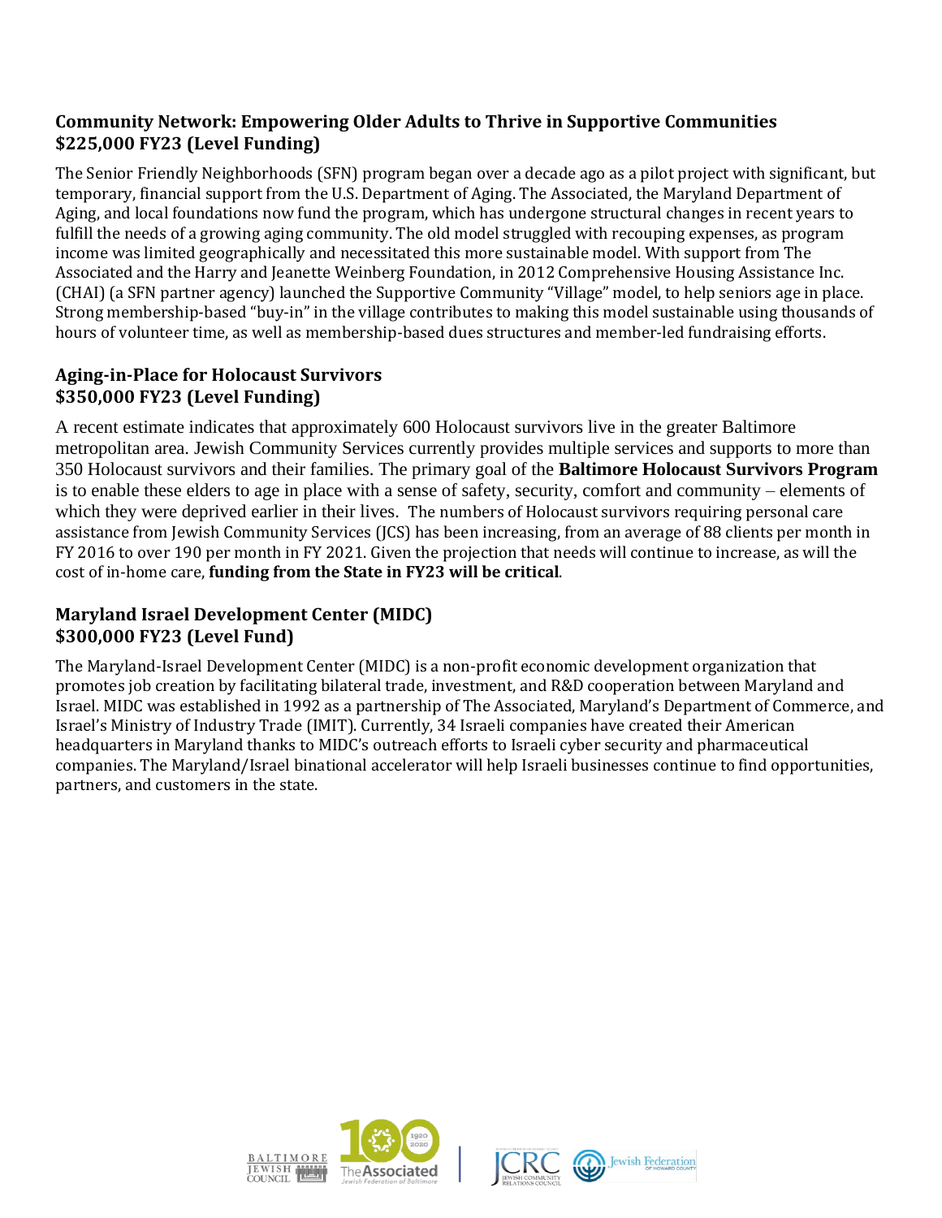**Community Network: Empowering Older Adults to Thrive in Supportive Communities**
**$225,000 FY23 (Level Funding)**

The Senior Friendly Neighborhoods (SFN) program began over a decade ago as a pilot project with significant, but temporary, financial support from the U.S. Department of Aging. The Associated, the Maryland Department of Aging, and local foundations now fund the program, which has undergone structural changes in recent years to fulfill the needs of a growing aging community. The old model struggled with recouping expenses, as program income was limited geographically and necessitated this more sustainable model. With support from The Associated and the Harry and Jeanette Weinberg Foundation, in 2012 Comprehensive Housing Assistance Inc. (CHAI) (a SFN partner agency) launched the Supportive Community "Village" model, to help seniors age in place. Strong membership-based "buy-in" in the village contributes to making this model sustainable using thousands of hours of volunteer time, as well as membership-based dues structures and member-led fundraising efforts.

**Aging-in-Place for Holocaust Survivors**
**$350,000 FY23 (Level Funding)**

A recent estimate indicates that approximately 600 Holocaust survivors live in the greater Baltimore metropolitan area. Jewish Community Services currently provides multiple services and supports to more than 350 Holocaust survivors and their families. The primary goal of the **Baltimore Holocaust Survivors Program** is to enable these elders to age in place with a sense of safety, security, comfort and community – elements of which they were deprived earlier in their lives. The numbers of Holocaust survivors requiring personal care assistance from Jewish Community Services (JCS) has been increasing, from an average of 88 clients per month in FY 2016 to over 190 per month in FY 2021. Given the projection that needs will continue to increase, as will the cost of in-home care, **funding from the State in FY23 will be critical**.

**Maryland Israel Development Center (MIDC)**
**$300,000 FY23 (Level Fund)**

The Maryland-Israel Development Center (MIDC) is a non-profit economic development organization that promotes job creation by facilitating bilateral trade, investment, and R&D cooperation between Maryland and Israel. MIDC was established in 1992 as a partnership of The Associated, Maryland's Department of Commerce, and Israel's Ministry of Industry Trade (IMIT). Currently, 34 Israeli companies have created their American headquarters in Maryland thanks to MIDC's outreach efforts to Israeli cyber security and pharmaceutical companies. The Maryland/Israel binational accelerator will help Israeli businesses continue to find opportunities, partners, and customers in the state.